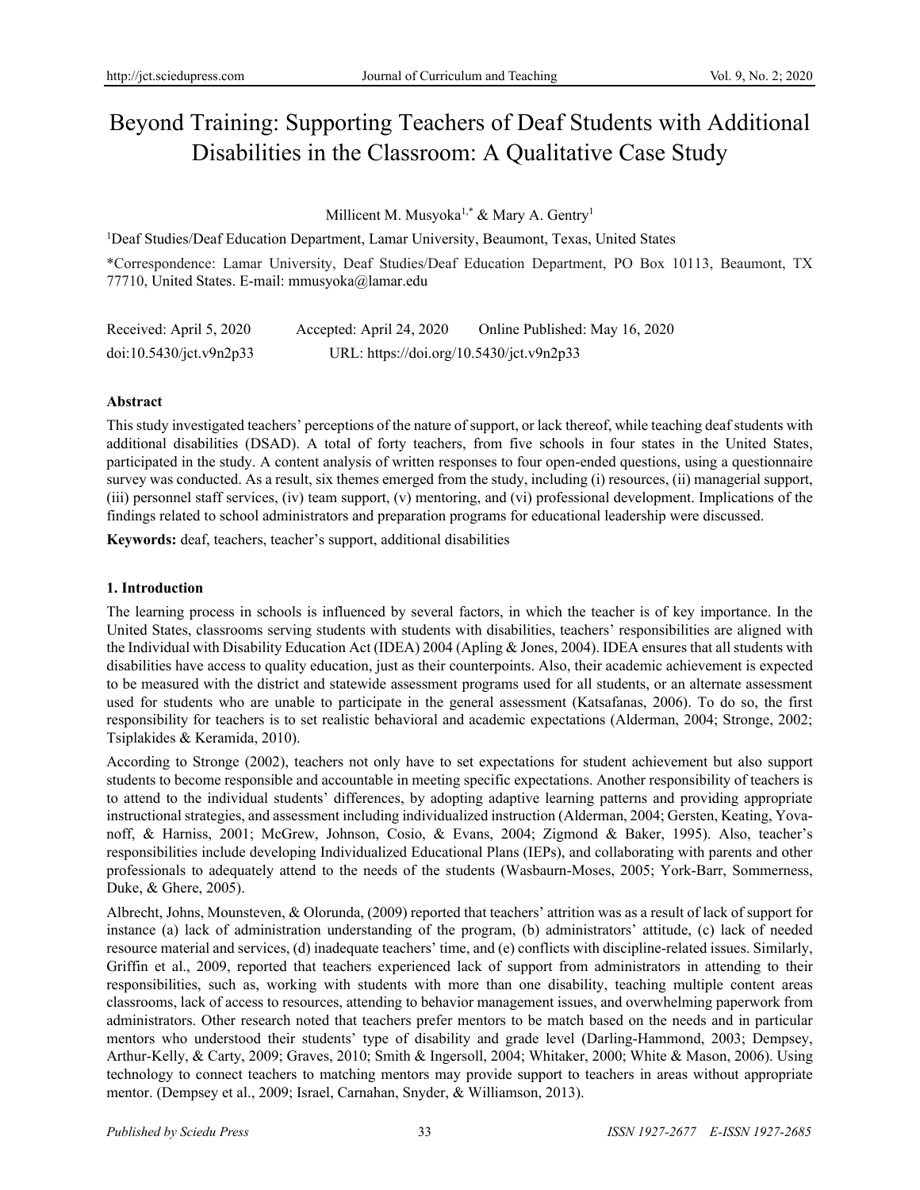# Beyond Training: Supporting Teachers of Deaf Students with Additional Disabilities in the Classroom: A Qualitative Case Study

Millicent M. Musyoka[1,*] & Mary A. Gentry[1]

[1]Deaf Studies/Deaf Education Department, Lamar University, Beaumont, Texas, United States

*Correspondence: Lamar University, Deaf Studies/Deaf Education Department, PO Box 10113, Beaumont, TX 77710, United States. E-mail: mmusyoka@lamar.edu

Received: April 5, 2020 Accepted: April 24, 2020 Online Published: May 16, 2020

doi:10.5430/jct.v9n2p33 URL: https://doi.org/10.5430/jct.v9n2p33

### Abstract

This study investigated teachers' perceptions of the nature of support, or lack thereof, while teaching deaf students with additional disabilities (DSAD). A total of forty teachers, from five schools in four states in the United States, participated in the study. A content analysis of written responses to four open-ended questions, using a questionnaire survey was conducted. As a result, six themes emerged from the study, including (i) resources, (ii) managerial support, (iii) personnel staff services, (iv) team support, (v) mentoring, and (vi) professional development. Implications of the findings related to school administrators and preparation programs for educational leadership were discussed.

**Keywords:** deaf, teachers, teacher's support, additional disabilities

## 1. Introduction

The learning process in schools is influenced by several factors, in which the teacher is of key importance. In the United States, classrooms serving students with students with disabilities, teachers' responsibilities are aligned with the Individual with Disability Education Act (IDEA) 2004 (Apling & Jones, 2004). IDEA ensures that all students with disabilities have access to quality education, just as their counterpoints. Also, their academic achievement is expected to be measured with the district and statewide assessment programs used for all students, or an alternate assessment used for students who are unable to participate in the general assessment (Katsafanas, 2006). To do so, the first responsibility for teachers is to set realistic behavioral and academic expectations (Alderman, 2004; Stronge, 2002; Tsiplakides & Keramida, 2010).

According to Stronge (2002), teachers not only have to set expectations for student achievement but also support students to become responsible and accountable in meeting specific expectations. Another responsibility of teachers is to attend to the individual students' differences, by adopting adaptive learning patterns and providing appropriate instructional strategies, and assessment including individualized instruction (Alderman, 2004; Gersten, Keating, Yovanoff, & Harniss, 2001; McGrew, Johnson, Cosio, & Evans, 2004; Zigmond & Baker, 1995). Also, teacher's responsibilities include developing Individualized Educational Plans (IEPs), and collaborating with parents and other professionals to adequately attend to the needs of the students (Wasbaurn-Moses, 2005; York-Barr, Sommerness, Duke, & Ghere, 2005).

Albrecht, Johns, Mounsteven, & Olorunda, (2009) reported that teachers' attrition was as a result of lack of support for instance (a) lack of administration understanding of the program, (b) administrators' attitude, (c) lack of needed resource material and services, (d) inadequate teachers' time, and (e) conflicts with discipline-related issues. Similarly, Griffin et al., 2009, reported that teachers experienced lack of support from administrators in attending to their responsibilities, such as, working with students with more than one disability, teaching multiple content areas classrooms, lack of access to resources, attending to behavior management issues, and overwhelming paperwork from administrators. Other research noted that teachers prefer mentors to be match based on the needs and in particular mentors who understood their students' type of disability and grade level (Darling-Hammond, 2003; Dempsey, Arthur-Kelly, & Carty, 2009; Graves, 2010; Smith & Ingersoll, 2004; Whitaker, 2000; White & Mason, 2006). Using technology to connect teachers to matching mentors may provide support to teachers in areas without appropriate mentor. (Dempsey et al., 2009; Israel, Carnahan, Snyder, & Williamson, 2013).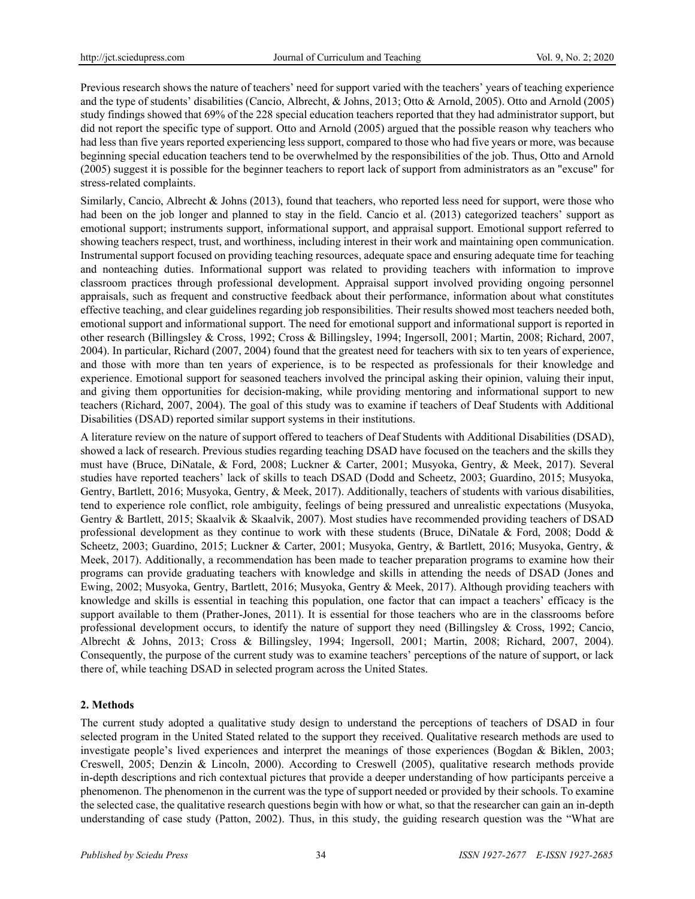Previous research shows the nature of teachers' need for support varied with the teachers' years of teaching experience and the type of students' disabilities (Cancio, Albrecht, & Johns, 2013; Otto & Arnold, 2005). Otto and Arnold (2005) study findings showed that 69% of the 228 special education teachers reported that they had administrator support, but did not report the specific type of support. Otto and Arnold (2005) argued that the possible reason why teachers who had less than five years reported experiencing less support, compared to those who had five years or more, was because beginning special education teachers tend to be overwhelmed by the responsibilities of the job. Thus, Otto and Arnold (2005) suggest it is possible for the beginner teachers to report lack of support from administrators as an "excuse" for stress-related complaints.

Similarly, Cancio, Albrecht & Johns (2013), found that teachers, who reported less need for support, were those who had been on the job longer and planned to stay in the field. Cancio et al. (2013) categorized teachers' support as emotional support; instruments support, informational support, and appraisal support. Emotional support referred to showing teachers respect, trust, and worthiness, including interest in their work and maintaining open communication. Instrumental support focused on providing teaching resources, adequate space and ensuring adequate time for teaching and nonteaching duties. Informational support was related to providing teachers with information to improve classroom practices through professional development. Appraisal support involved providing ongoing personnel appraisals, such as frequent and constructive feedback about their performance, information about what constitutes effective teaching, and clear guidelines regarding job responsibilities. Their results showed most teachers needed both, emotional support and informational support. The need for emotional support and informational support is reported in other research (Billingsley & Cross, 1992; Cross & Billingsley, 1994; Ingersoll, 2001; Martin, 2008; Richard, 2007, 2004). In particular, Richard (2007, 2004) found that the greatest need for teachers with six to ten years of experience, and those with more than ten years of experience, is to be respected as professionals for their knowledge and experience. Emotional support for seasoned teachers involved the principal asking their opinion, valuing their input, and giving them opportunities for decision-making, while providing mentoring and informational support to new teachers (Richard, 2007, 2004). The goal of this study was to examine if teachers of Deaf Students with Additional Disabilities (DSAD) reported similar support systems in their institutions.

A literature review on the nature of support offered to teachers of Deaf Students with Additional Disabilities (DSAD), showed a lack of research. Previous studies regarding teaching DSAD have focused on the teachers and the skills they must have (Bruce, DiNatale, & Ford, 2008; Luckner & Carter, 2001; Musyoka, Gentry, & Meek, 2017). Several studies have reported teachers' lack of skills to teach DSAD (Dodd and Scheetz, 2003; Guardino, 2015; Musyoka, Gentry, Bartlett, 2016; Musyoka, Gentry, & Meek, 2017). Additionally, teachers of students with various disabilities, tend to experience role conflict, role ambiguity, feelings of being pressured and unrealistic expectations (Musyoka, Gentry & Bartlett, 2015; Skaalvik & Skaalvik, 2007). Most studies have recommended providing teachers of DSAD professional development as they continue to work with these students (Bruce, DiNatale & Ford, 2008; Dodd & Scheetz, 2003; Guardino, 2015; Luckner & Carter, 2001; Musyoka, Gentry, & Bartlett, 2016; Musyoka, Gentry, & Meek, 2017). Additionally, a recommendation has been made to teacher preparation programs to examine how their programs can provide graduating teachers with knowledge and skills in attending the needs of DSAD (Jones and Ewing, 2002; Musyoka, Gentry, Bartlett, 2016; Musyoka, Gentry & Meek, 2017). Although providing teachers with knowledge and skills is essential in teaching this population, one factor that can impact a teachers' efficacy is the support available to them (Prather-Jones, 2011). It is essential for those teachers who are in the classrooms before professional development occurs, to identify the nature of support they need (Billingsley & Cross, 1992; Cancio, Albrecht & Johns, 2013; Cross & Billingsley, 1994; Ingersoll, 2001; Martin, 2008; Richard, 2007, 2004). Consequently, the purpose of the current study was to examine teachers' perceptions of the nature of support, or lack there of, while teaching DSAD in selected program across the United States.

## 2. Methods

The current study adopted a qualitative study design to understand the perceptions of teachers of DSAD in four selected program in the United Stated related to the support they received. Qualitative research methods are used to investigate people's lived experiences and interpret the meanings of those experiences (Bogdan & Biklen, 2003; Creswell, 2005; Denzin & Lincoln, 2000). According to Creswell (2005), qualitative research methods provide in-depth descriptions and rich contextual pictures that provide a deeper understanding of how participants perceive a phenomenon. The phenomenon in the current was the type of support needed or provided by their schools. To examine the selected case, the qualitative research questions begin with how or what, so that the researcher can gain an in-depth understanding of case study (Patton, 2002). Thus, in this study, the guiding research question was the "What are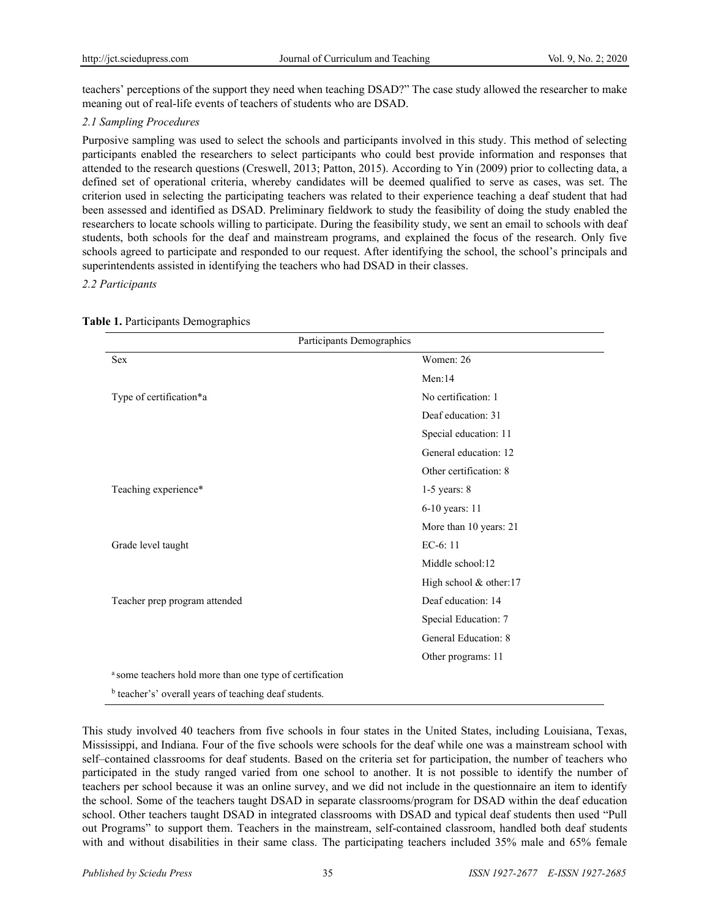teachers' perceptions of the support they need when teaching DSAD?" The case study allowed the researcher to make meaning out of real-life events of teachers of students who are DSAD.

### *2.1 Sampling Procedures*

Purposive sampling was used to select the schools and participants involved in this study. This method of selecting participants enabled the researchers to select participants who could best provide information and responses that attended to the research questions (Creswell, 2013; Patton, 2015). According to Yin (2009) prior to collecting data, a defined set of operational criteria, whereby candidates will be deemed qualified to serve as cases, was set. The criterion used in selecting the participating teachers was related to their experience teaching a deaf student that had been assessed and identified as DSAD. Preliminary fieldwork to study the feasibility of doing the study enabled the researchers to locate schools willing to participate. During the feasibility study, we sent an email to schools with deaf students, both schools for the deaf and mainstream programs, and explained the focus of the research. Only five schools agreed to participate and responded to our request. After identifying the school, the school's principals and superintendents assisted in identifying the teachers who had DSAD in their classes.

### *2.2 Participants*

**Table 1.** Participants Demographics

| Participants Demographics | |
|---|---|
| Sex | Women: 26 |
| | Men:14 |
| Type of certification*a | No certification: 1 |
| | Deaf education: 31 |
| | Special education: 11 |
| | General education: 12 |
| | Other certification: 8 |
| Teaching experience* | 1-5 years: 8 |
| | 6-10 years: 11 |
| | More than 10 years: 21 |
| Grade level taught | EC-6: 11 |
| | Middle school:12 |
| | High school & other:17 |
| Teacher prep program attended | Deaf education: 14 |
| | Special Education: 7 |
| | General Education: 8 |
| | Other programs: 11 |

[a] some teachers hold more than one type of certification

[b] teacher's' overall years of teaching deaf students.

This study involved 40 teachers from five schools in four states in the United States, including Louisiana, Texas, Mississippi, and Indiana. Four of the five schools were schools for the deaf while one was a mainstream school with self–contained classrooms for deaf students. Based on the criteria set for participation, the number of teachers who participated in the study ranged varied from one school to another. It is not possible to identify the number of teachers per school because it was an online survey, and we did not include in the questionnaire an item to identify the school. Some of the teachers taught DSAD in separate classrooms/program for DSAD within the deaf education school. Other teachers taught DSAD in integrated classrooms with DSAD and typical deaf students then used "Pull out Programs" to support them. Teachers in the mainstream, self-contained classroom, handled both deaf students with and without disabilities in their same class. The participating teachers included 35% male and 65% female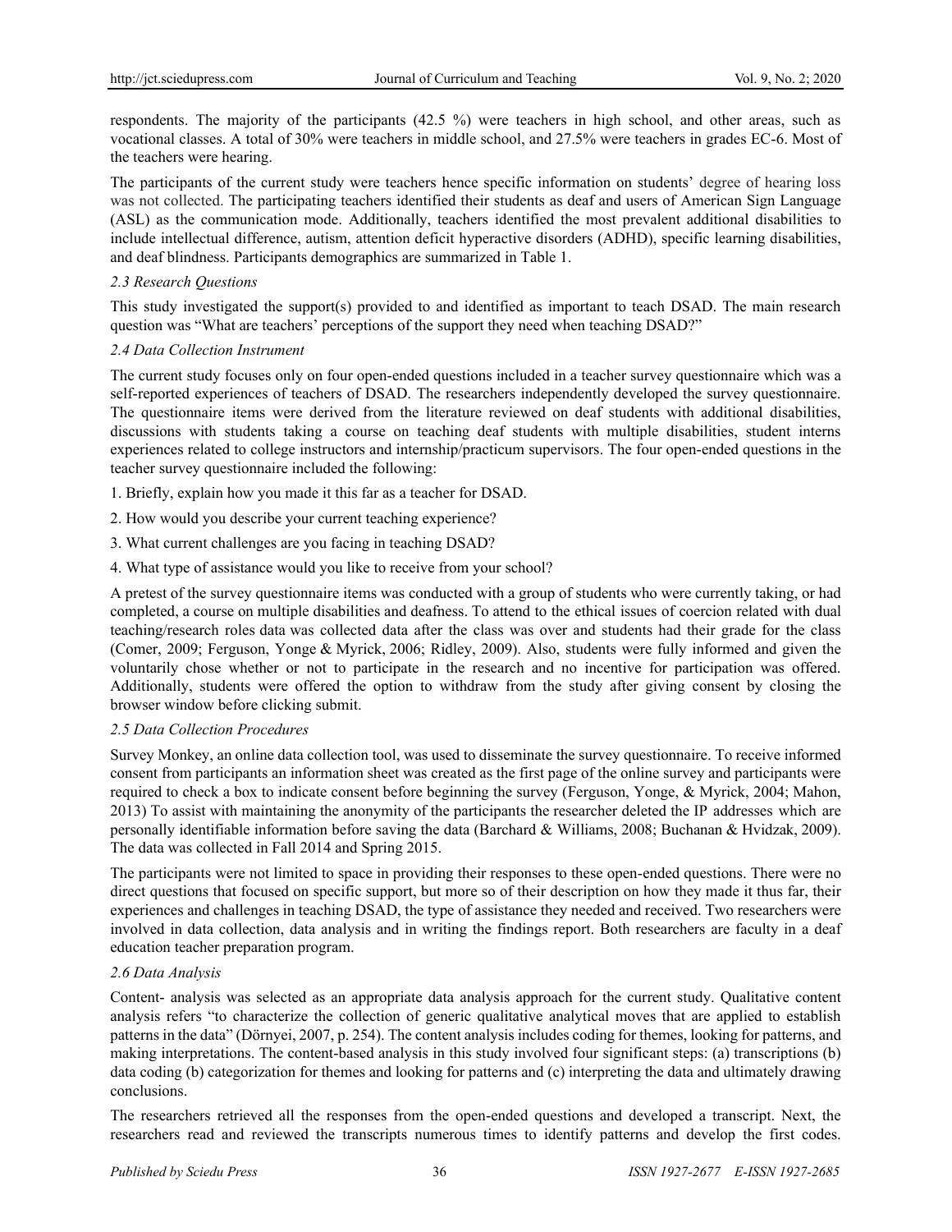respondents. The majority of the participants (42.5 %) were teachers in high school, and other areas, such as vocational classes. A total of 30% were teachers in middle school, and 27.5% were teachers in grades EC-6. Most of the teachers were hearing.

The participants of the current study were teachers hence specific information on students' degree of hearing loss was not collected. The participating teachers identified their students as deaf and users of American Sign Language (ASL) as the communication mode. Additionally, teachers identified the most prevalent additional disabilities to include intellectual difference, autism, attention deficit hyperactive disorders (ADHD), specific learning disabilities, and deaf blindness. Participants demographics are summarized in Table 1.

### *2.3 Research Questions*

This study investigated the support(s) provided to and identified as important to teach DSAD. The main research question was "What are teachers' perceptions of the support they need when teaching DSAD?"

### *2.4 Data Collection Instrument*

The current study focuses only on four open-ended questions included in a teacher survey questionnaire which was a self-reported experiences of teachers of DSAD. The researchers independently developed the survey questionnaire. The questionnaire items were derived from the literature reviewed on deaf students with additional disabilities, discussions with students taking a course on teaching deaf students with multiple disabilities, student interns experiences related to college instructors and internship/practicum supervisors. The four open-ended questions in the teacher survey questionnaire included the following:

1. Briefly, explain how you made it this far as a teacher for DSAD.
2. How would you describe your current teaching experience?
3. What current challenges are you facing in teaching DSAD?
4. What type of assistance would you like to receive from your school?

A pretest of the survey questionnaire items was conducted with a group of students who were currently taking, or had completed, a course on multiple disabilities and deafness. To attend to the ethical issues of coercion related with dual teaching/research roles data was collected data after the class was over and students had their grade for the class (Comer, 2009; Ferguson, Yonge & Myrick, 2006; Ridley, 2009). Also, students were fully informed and given the voluntarily chose whether or not to participate in the research and no incentive for participation was offered. Additionally, students were offered the option to withdraw from the study after giving consent by closing the browser window before clicking submit.

### *2.5 Data Collection Procedures*

Survey Monkey, an online data collection tool, was used to disseminate the survey questionnaire. To receive informed consent from participants an information sheet was created as the first page of the online survey and participants were required to check a box to indicate consent before beginning the survey (Ferguson, Yonge, & Myrick, 2004; Mahon, 2013) To assist with maintaining the anonymity of the participants the researcher deleted the IP addresses which are personally identifiable information before saving the data (Barchard & Williams, 2008; Buchanan & Hvidzak, 2009). The data was collected in Fall 2014 and Spring 2015.

The participants were not limited to space in providing their responses to these open-ended questions. There were no direct questions that focused on specific support, but more so of their description on how they made it thus far, their experiences and challenges in teaching DSAD, the type of assistance they needed and received. Two researchers were involved in data collection, data analysis and in writing the findings report. Both researchers are faculty in a deaf education teacher preparation program.

### *2.6 Data Analysis*

Content- analysis was selected as an appropriate data analysis approach for the current study. Qualitative content analysis refers "to characterize the collection of generic qualitative analytical moves that are applied to establish patterns in the data" (Dörnyei, 2007, p. 254). The content analysis includes coding for themes, looking for patterns, and making interpretations. The content-based analysis in this study involved four significant steps: (a) transcriptions (b) data coding (b) categorization for themes and looking for patterns and (c) interpreting the data and ultimately drawing conclusions.

The researchers retrieved all the responses from the open-ended questions and developed a transcript. Next, the researchers read and reviewed the transcripts numerous times to identify patterns and develop the first codes.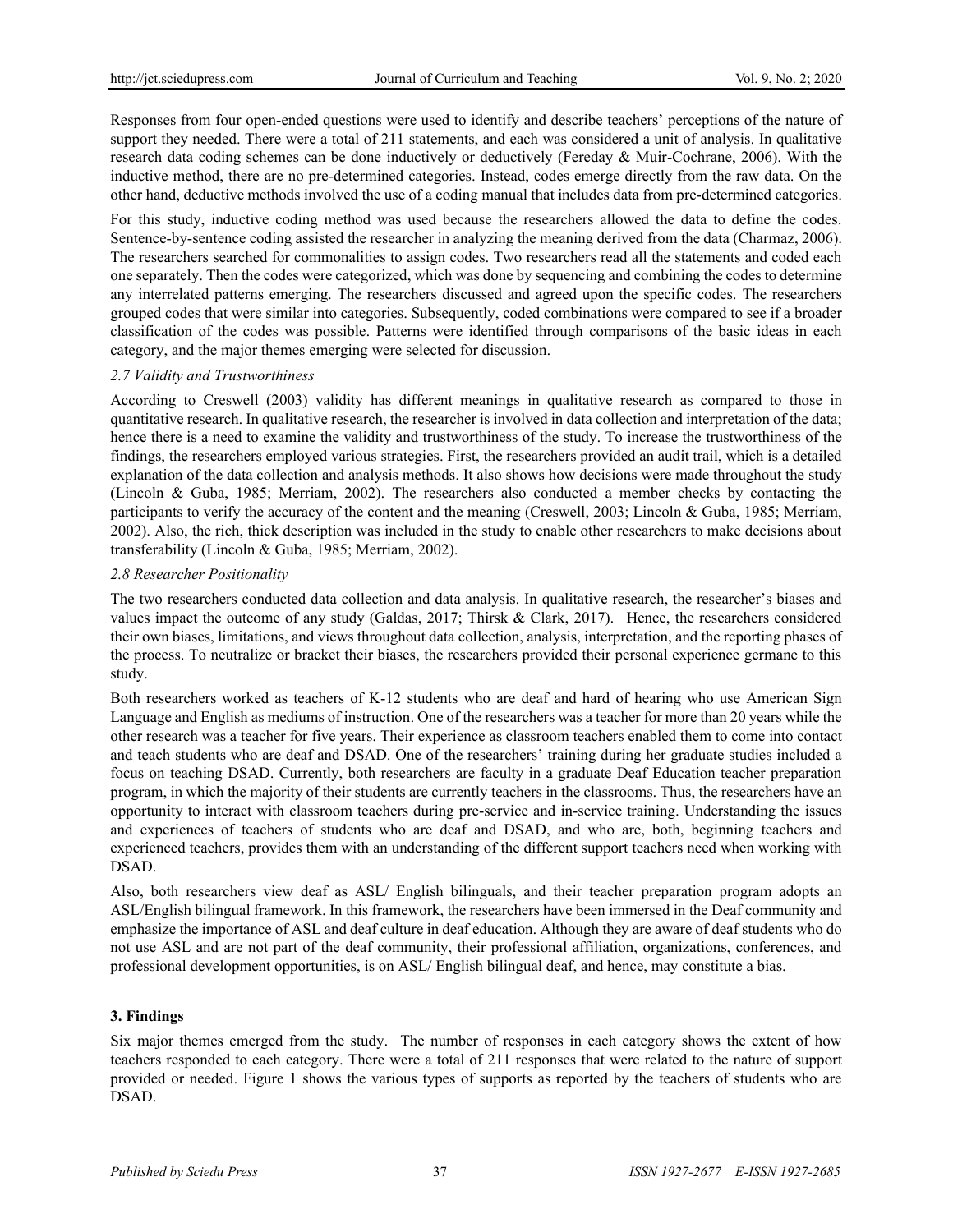Responses from four open-ended questions were used to identify and describe teachers' perceptions of the nature of support they needed. There were a total of 211 statements, and each was considered a unit of analysis. In qualitative research data coding schemes can be done inductively or deductively (Fereday & Muir-Cochrane, 2006). With the inductive method, there are no pre-determined categories. Instead, codes emerge directly from the raw data. On the other hand, deductive methods involved the use of a coding manual that includes data from pre-determined categories.

For this study, inductive coding method was used because the researchers allowed the data to define the codes. Sentence-by-sentence coding assisted the researcher in analyzing the meaning derived from the data (Charmaz, 2006). The researchers searched for commonalities to assign codes. Two researchers read all the statements and coded each one separately. Then the codes were categorized, which was done by sequencing and combining the codes to determine any interrelated patterns emerging. The researchers discussed and agreed upon the specific codes. The researchers grouped codes that were similar into categories. Subsequently, coded combinations were compared to see if a broader classification of the codes was possible. Patterns were identified through comparisons of the basic ideas in each category, and the major themes emerging were selected for discussion.

### *2.7 Validity and Trustworthiness*

According to Creswell (2003) validity has different meanings in qualitative research as compared to those in quantitative research. In qualitative research, the researcher is involved in data collection and interpretation of the data; hence there is a need to examine the validity and trustworthiness of the study. To increase the trustworthiness of the findings, the researchers employed various strategies. First, the researchers provided an audit trail, which is a detailed explanation of the data collection and analysis methods. It also shows how decisions were made throughout the study (Lincoln & Guba, 1985; Merriam, 2002). The researchers also conducted a member checks by contacting the participants to verify the accuracy of the content and the meaning (Creswell, 2003; Lincoln & Guba, 1985; Merriam, 2002). Also, the rich, thick description was included in the study to enable other researchers to make decisions about transferability (Lincoln & Guba, 1985; Merriam, 2002).

### *2.8 Researcher Positionality*

The two researchers conducted data collection and data analysis. In qualitative research, the researcher's biases and values impact the outcome of any study (Galdas, 2017; Thirsk & Clark, 2017). Hence, the researchers considered their own biases, limitations, and views throughout data collection, analysis, interpretation, and the reporting phases of the process. To neutralize or bracket their biases, the researchers provided their personal experience germane to this study.

Both researchers worked as teachers of K-12 students who are deaf and hard of hearing who use American Sign Language and English as mediums of instruction. One of the researchers was a teacher for more than 20 years while the other research was a teacher for five years. Their experience as classroom teachers enabled them to come into contact and teach students who are deaf and DSAD. One of the researchers' training during her graduate studies included a focus on teaching DSAD. Currently, both researchers are faculty in a graduate Deaf Education teacher preparation program, in which the majority of their students are currently teachers in the classrooms. Thus, the researchers have an opportunity to interact with classroom teachers during pre-service and in-service training. Understanding the issues and experiences of teachers of students who are deaf and DSAD, and who are, both, beginning teachers and experienced teachers, provides them with an understanding of the different support teachers need when working with DSAD.

Also, both researchers view deaf as ASL/ English bilinguals, and their teacher preparation program adopts an ASL/English bilingual framework. In this framework, the researchers have been immersed in the Deaf community and emphasize the importance of ASL and deaf culture in deaf education. Although they are aware of deaf students who do not use ASL and are not part of the deaf community, their professional affiliation, organizations, conferences, and professional development opportunities, is on ASL/ English bilingual deaf, and hence, may constitute a bias.

## **3. Findings**

Six major themes emerged from the study. The number of responses in each category shows the extent of how teachers responded to each category. There were a total of 211 responses that were related to the nature of support provided or needed. Figure 1 shows the various types of supports as reported by the teachers of students who are DSAD.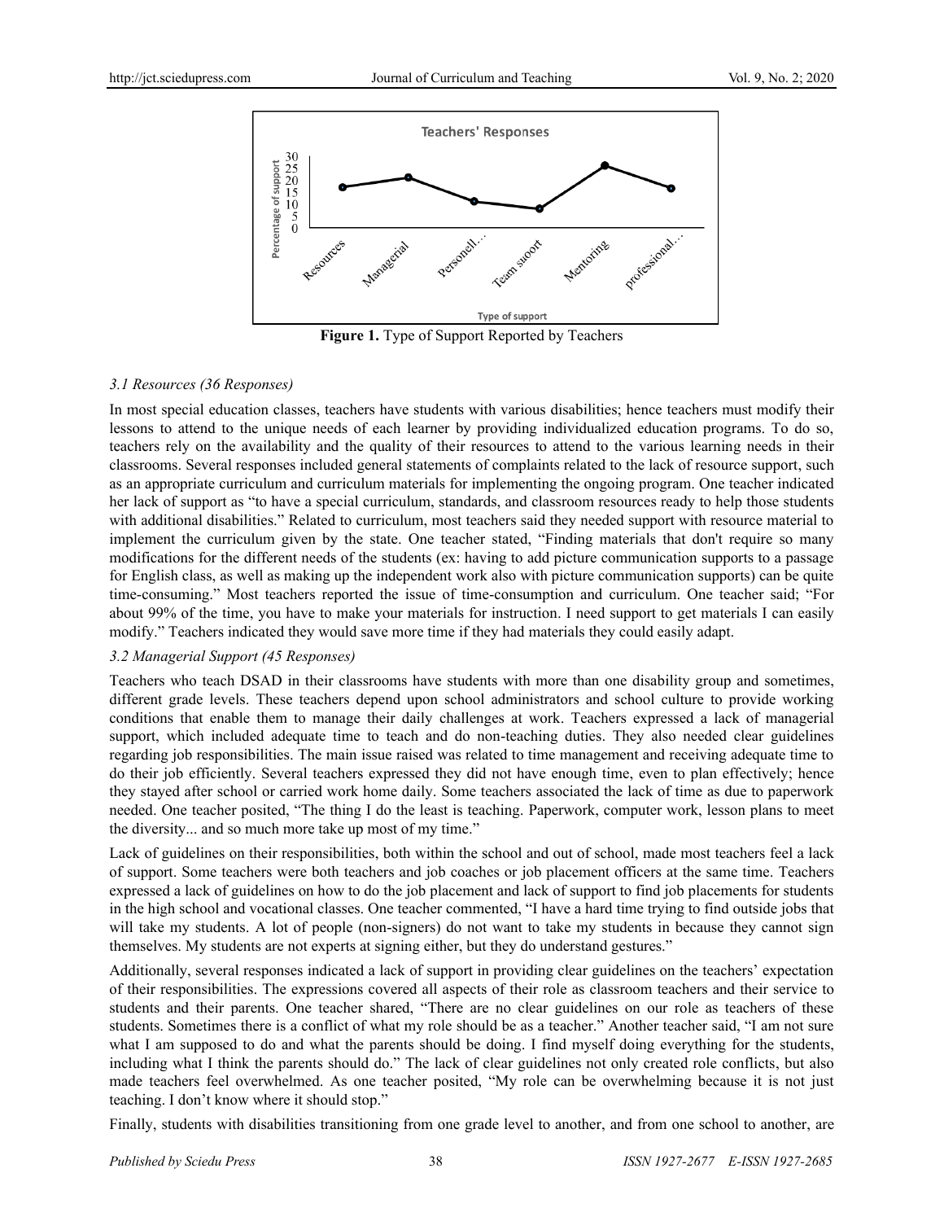**Figure 1.** Type of Support Reported by Teachers

### *3.1 Resources (36 Responses)*

In most special education classes, teachers have students with various disabilities; hence teachers must modify their lessons to attend to the unique needs of each learner by providing individualized education programs. To do so, teachers rely on the availability and the quality of their resources to attend to the various learning needs in their classrooms. Several responses included general statements of complaints related to the lack of resource support, such as an appropriate curriculum and curriculum materials for implementing the ongoing program. One teacher indicated her lack of support as "to have a special curriculum, standards, and classroom resources ready to help those students with additional disabilities." Related to curriculum, most teachers said they needed support with resource material to implement the curriculum given by the state. One teacher stated, "Finding materials that don't require so many modifications for the different needs of the students (ex: having to add picture communication supports to a passage for English class, as well as making up the independent work also with picture communication supports) can be quite time-consuming." Most teachers reported the issue of time-consumption and curriculum. One teacher said; "For about 99% of the time, you have to make your materials for instruction. I need support to get materials I can easily modify." Teachers indicated they would save more time if they had materials they could easily adapt.

### *3.2 Managerial Support (45 Responses)*

Teachers who teach DSAD in their classrooms have students with more than one disability group and sometimes, different grade levels. These teachers depend upon school administrators and school culture to provide working conditions that enable them to manage their daily challenges at work. Teachers expressed a lack of managerial support, which included adequate time to teach and do non-teaching duties. They also needed clear guidelines regarding job responsibilities. The main issue raised was related to time management and receiving adequate time to do their job efficiently. Several teachers expressed they did not have enough time, even to plan effectively; hence they stayed after school or carried work home daily. Some teachers associated the lack of time as due to paperwork needed. One teacher posited, "The thing I do the least is teaching. Paperwork, computer work, lesson plans to meet the diversity... and so much more take up most of my time."

Lack of guidelines on their responsibilities, both within the school and out of school, made most teachers feel a lack of support. Some teachers were both teachers and job coaches or job placement officers at the same time. Teachers expressed a lack of guidelines on how to do the job placement and lack of support to find job placements for students in the high school and vocational classes. One teacher commented, "I have a hard time trying to find outside jobs that will take my students. A lot of people (non-signers) do not want to take my students in because they cannot sign themselves. My students are not experts at signing either, but they do understand gestures."

Additionally, several responses indicated a lack of support in providing clear guidelines on the teachers' expectation of their responsibilities. The expressions covered all aspects of their role as classroom teachers and their service to students and their parents. One teacher shared, "There are no clear guidelines on our role as teachers of these students. Sometimes there is a conflict of what my role should be as a teacher." Another teacher said, "I am not sure what I am supposed to do and what the parents should be doing. I find myself doing everything for the students, including what I think the parents should do." The lack of clear guidelines not only created role conflicts, but also made teachers feel overwhelmed. As one teacher posited, "My role can be overwhelming because it is not just teaching. I don't know where it should stop."

Finally, students with disabilities transitioning from one grade level to another, and from one school to another, are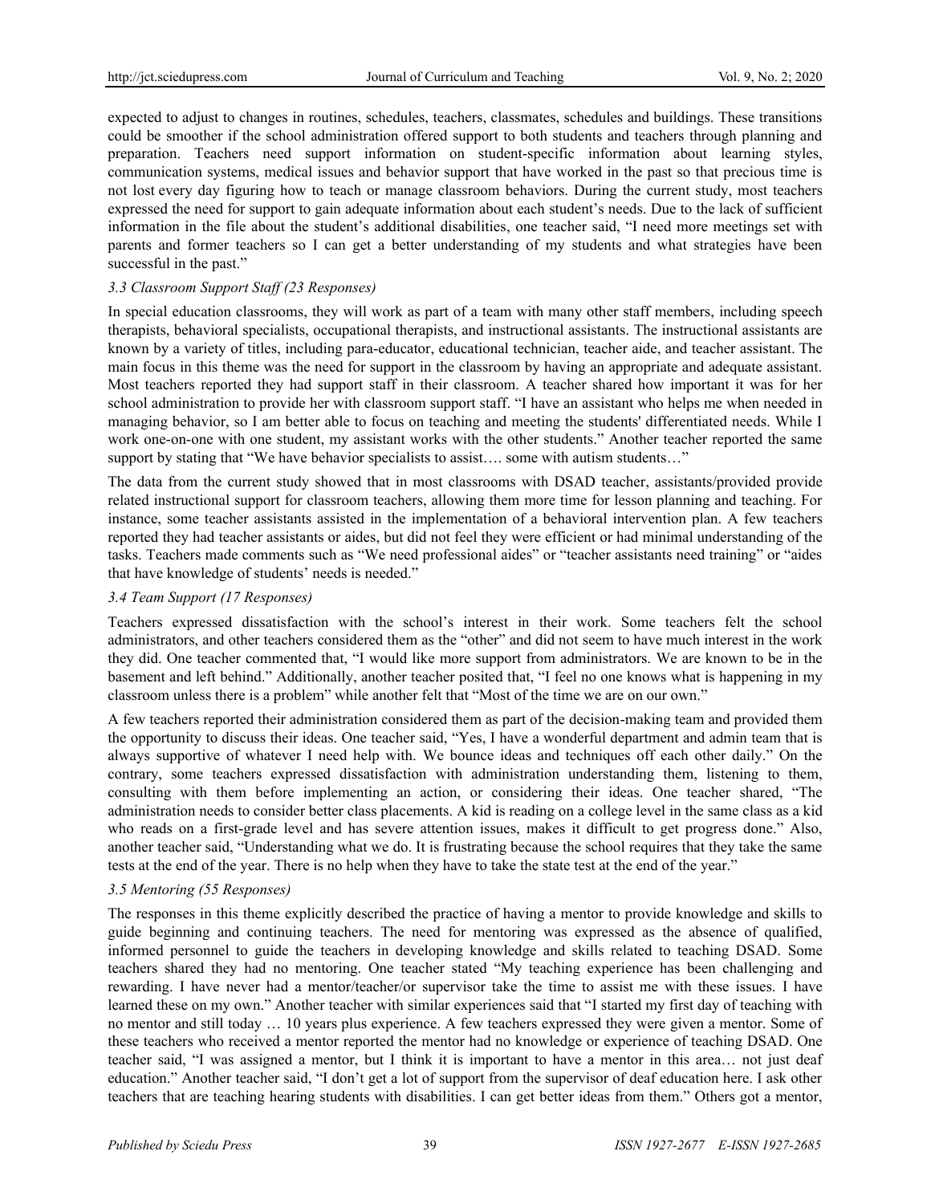expected to adjust to changes in routines, schedules, teachers, classmates, schedules and buildings. These transitions could be smoother if the school administration offered support to both students and teachers through planning and preparation. Teachers need support information on student-specific information about learning styles, communication systems, medical issues and behavior support that have worked in the past so that precious time is not lost every day figuring how to teach or manage classroom behaviors. During the current study, most teachers expressed the need for support to gain adequate information about each student's needs. Due to the lack of sufficient information in the file about the student's additional disabilities, one teacher said, "I need more meetings set with parents and former teachers so I can get a better understanding of my students and what strategies have been successful in the past."

### *3.3 Classroom Support Staff (23 Responses)*

In special education classrooms, they will work as part of a team with many other staff members, including speech therapists, behavioral specialists, occupational therapists, and instructional assistants. The instructional assistants are known by a variety of titles, including para-educator, educational technician, teacher aide, and teacher assistant. The main focus in this theme was the need for support in the classroom by having an appropriate and adequate assistant. Most teachers reported they had support staff in their classroom. A teacher shared how important it was for her school administration to provide her with classroom support staff. "I have an assistant who helps me when needed in managing behavior, so I am better able to focus on teaching and meeting the students' differentiated needs. While I work one-on-one with one student, my assistant works with the other students." Another teacher reported the same support by stating that "We have behavior specialists to assist…. some with autism students…"

The data from the current study showed that in most classrooms with DSAD teacher, assistants/provided provide related instructional support for classroom teachers, allowing them more time for lesson planning and teaching. For instance, some teacher assistants assisted in the implementation of a behavioral intervention plan. A few teachers reported they had teacher assistants or aides, but did not feel they were efficient or had minimal understanding of the tasks. Teachers made comments such as "We need professional aides" or "teacher assistants need training" or "aides that have knowledge of students' needs is needed."

### *3.4 Team Support (17 Responses)*

Teachers expressed dissatisfaction with the school's interest in their work. Some teachers felt the school administrators, and other teachers considered them as the "other" and did not seem to have much interest in the work they did. One teacher commented that, "I would like more support from administrators. We are known to be in the basement and left behind." Additionally, another teacher posited that, "I feel no one knows what is happening in my classroom unless there is a problem" while another felt that "Most of the time we are on our own."

A few teachers reported their administration considered them as part of the decision-making team and provided them the opportunity to discuss their ideas. One teacher said, "Yes, I have a wonderful department and admin team that is always supportive of whatever I need help with. We bounce ideas and techniques off each other daily." On the contrary, some teachers expressed dissatisfaction with administration understanding them, listening to them, consulting with them before implementing an action, or considering their ideas. One teacher shared, "The administration needs to consider better class placements. A kid is reading on a college level in the same class as a kid who reads on a first-grade level and has severe attention issues, makes it difficult to get progress done." Also, another teacher said, "Understanding what we do. It is frustrating because the school requires that they take the same tests at the end of the year. There is no help when they have to take the state test at the end of the year."

### *3.5 Mentoring (55 Responses)*

The responses in this theme explicitly described the practice of having a mentor to provide knowledge and skills to guide beginning and continuing teachers. The need for mentoring was expressed as the absence of qualified, informed personnel to guide the teachers in developing knowledge and skills related to teaching DSAD. Some teachers shared they had no mentoring. One teacher stated "My teaching experience has been challenging and rewarding. I have never had a mentor/teacher/or supervisor take the time to assist me with these issues. I have learned these on my own." Another teacher with similar experiences said that "I started my first day of teaching with no mentor and still today … 10 years plus experience. A few teachers expressed they were given a mentor. Some of these teachers who received a mentor reported the mentor had no knowledge or experience of teaching DSAD. One teacher said, "I was assigned a mentor, but I think it is important to have a mentor in this area… not just deaf education." Another teacher said, "I don't get a lot of support from the supervisor of deaf education here. I ask other teachers that are teaching hearing students with disabilities. I can get better ideas from them." Others got a mentor,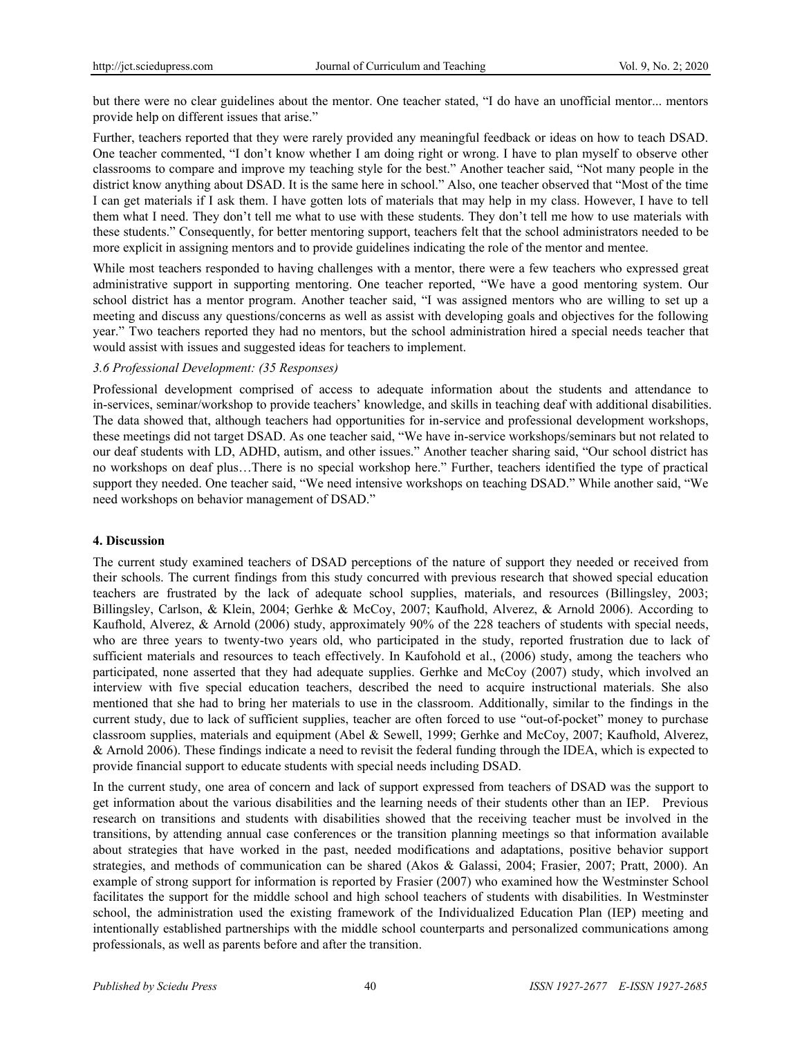but there were no clear guidelines about the mentor. One teacher stated, "I do have an unofficial mentor... mentors provide help on different issues that arise."

Further, teachers reported that they were rarely provided any meaningful feedback or ideas on how to teach DSAD. One teacher commented, "I don't know whether I am doing right or wrong. I have to plan myself to observe other classrooms to compare and improve my teaching style for the best." Another teacher said, "Not many people in the district know anything about DSAD. It is the same here in school." Also, one teacher observed that "Most of the time I can get materials if I ask them. I have gotten lots of materials that may help in my class. However, I have to tell them what I need. They don't tell me what to use with these students. They don't tell me how to use materials with these students." Consequently, for better mentoring support, teachers felt that the school administrators needed to be more explicit in assigning mentors and to provide guidelines indicating the role of the mentor and mentee.

While most teachers responded to having challenges with a mentor, there were a few teachers who expressed great administrative support in supporting mentoring. One teacher reported, "We have a good mentoring system. Our school district has a mentor program. Another teacher said, "I was assigned mentors who are willing to set up a meeting and discuss any questions/concerns as well as assist with developing goals and objectives for the following year." Two teachers reported they had no mentors, but the school administration hired a special needs teacher that would assist with issues and suggested ideas for teachers to implement.

*3.6 Professional Development: (35 Responses)*

Professional development comprised of access to adequate information about the students and attendance to in-services, seminar/workshop to provide teachers' knowledge, and skills in teaching deaf with additional disabilities. The data showed that, although teachers had opportunities for in-service and professional development workshops, these meetings did not target DSAD. As one teacher said, "We have in-service workshops/seminars but not related to our deaf students with LD, ADHD, autism, and other issues." Another teacher sharing said, "Our school district has no workshops on deaf plus…There is no special workshop here." Further, teachers identified the type of practical support they needed. One teacher said, "We need intensive workshops on teaching DSAD." While another said, "We need workshops on behavior management of DSAD."

## 4. Discussion

The current study examined teachers of DSAD perceptions of the nature of support they needed or received from their schools. The current findings from this study concurred with previous research that showed special education teachers are frustrated by the lack of adequate school supplies, materials, and resources (Billingsley, 2003; Billingsley, Carlson, & Klein, 2004; Gerhke & McCoy, 2007; Kaufhold, Alverez, & Arnold 2006). According to Kaufhold, Alverez, & Arnold (2006) study, approximately 90% of the 228 teachers of students with special needs, who are three years to twenty-two years old, who participated in the study, reported frustration due to lack of sufficient materials and resources to teach effectively. In Kaufohold et al., (2006) study, among the teachers who participated, none asserted that they had adequate supplies. Gerhke and McCoy (2007) study, which involved an interview with five special education teachers, described the need to acquire instructional materials. She also mentioned that she had to bring her materials to use in the classroom. Additionally, similar to the findings in the current study, due to lack of sufficient supplies, teacher are often forced to use "out-of-pocket" money to purchase classroom supplies, materials and equipment (Abel & Sewell, 1999; Gerhke and McCoy, 2007; Kaufhold, Alverez, & Arnold 2006). These findings indicate a need to revisit the federal funding through the IDEA, which is expected to provide financial support to educate students with special needs including DSAD.

In the current study, one area of concern and lack of support expressed from teachers of DSAD was the support to get information about the various disabilities and the learning needs of their students other than an IEP. Previous research on transitions and students with disabilities showed that the receiving teacher must be involved in the transitions, by attending annual case conferences or the transition planning meetings so that information available about strategies that have worked in the past, needed modifications and adaptations, positive behavior support strategies, and methods of communication can be shared (Akos & Galassi, 2004; Frasier, 2007; Pratt, 2000). An example of strong support for information is reported by Frasier (2007) who examined how the Westminster School facilitates the support for the middle school and high school teachers of students with disabilities. In Westminster school, the administration used the existing framework of the Individualized Education Plan (IEP) meeting and intentionally established partnerships with the middle school counterparts and personalized communications among professionals, as well as parents before and after the transition.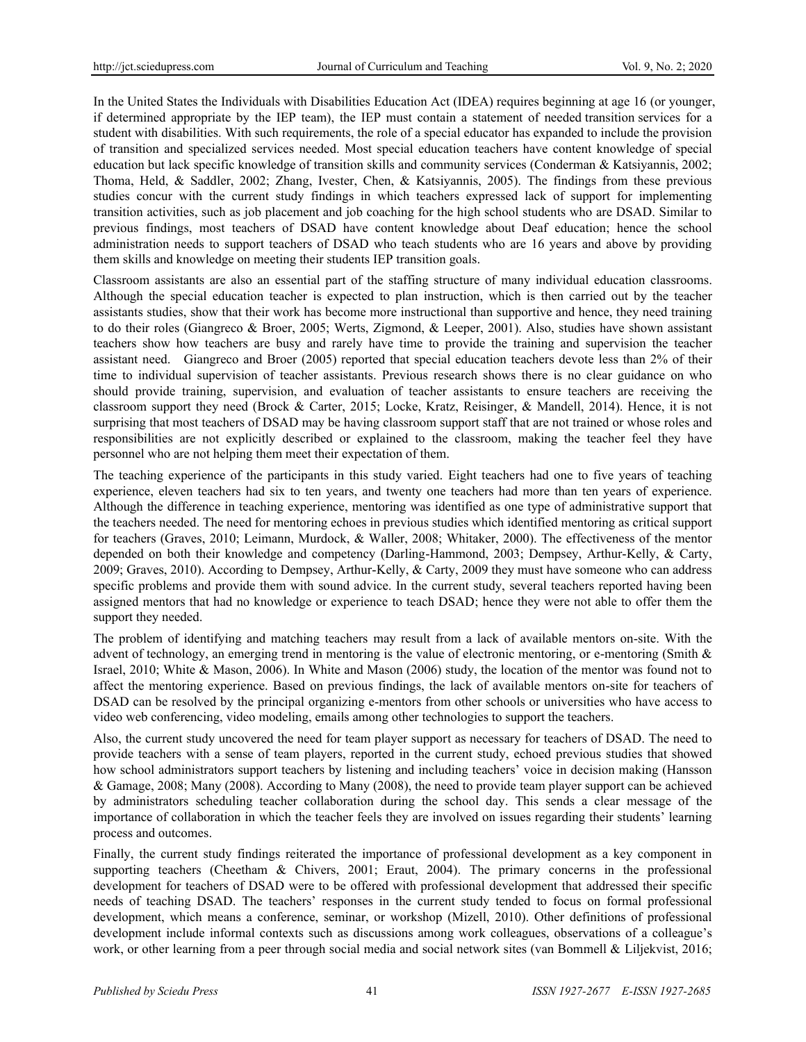In the United States the Individuals with Disabilities Education Act (IDEA) requires beginning at age 16 (or younger, if determined appropriate by the IEP team), the IEP must contain a statement of needed transition services for a student with disabilities. With such requirements, the role of a special educator has expanded to include the provision of transition and specialized services needed. Most special education teachers have content knowledge of special education but lack specific knowledge of transition skills and community services (Conderman & Katsiyannis, 2002; Thoma, Held, & Saddler, 2002; Zhang, Ivester, Chen, & Katsiyannis, 2005). The findings from these previous studies concur with the current study findings in which teachers expressed lack of support for implementing transition activities, such as job placement and job coaching for the high school students who are DSAD. Similar to previous findings, most teachers of DSAD have content knowledge about Deaf education; hence the school administration needs to support teachers of DSAD who teach students who are 16 years and above by providing them skills and knowledge on meeting their students IEP transition goals.

Classroom assistants are also an essential part of the staffing structure of many individual education classrooms. Although the special education teacher is expected to plan instruction, which is then carried out by the teacher assistants studies, show that their work has become more instructional than supportive and hence, they need training to do their roles (Giangreco & Broer, 2005; Werts, Zigmond, & Leeper, 2001). Also, studies have shown assistant teachers show how teachers are busy and rarely have time to provide the training and supervision the teacher assistant need. Giangreco and Broer (2005) reported that special education teachers devote less than 2% of their time to individual supervision of teacher assistants. Previous research shows there is no clear guidance on who should provide training, supervision, and evaluation of teacher assistants to ensure teachers are receiving the classroom support they need (Brock & Carter, 2015; Locke, Kratz, Reisinger, & Mandell, 2014). Hence, it is not surprising that most teachers of DSAD may be having classroom support staff that are not trained or whose roles and responsibilities are not explicitly described or explained to the classroom, making the teacher feel they have personnel who are not helping them meet their expectation of them.

The teaching experience of the participants in this study varied. Eight teachers had one to five years of teaching experience, eleven teachers had six to ten years, and twenty one teachers had more than ten years of experience. Although the difference in teaching experience, mentoring was identified as one type of administrative support that the teachers needed. The need for mentoring echoes in previous studies which identified mentoring as critical support for teachers (Graves, 2010; Leimann, Murdock, & Waller, 2008; Whitaker, 2000). The effectiveness of the mentor depended on both their knowledge and competency (Darling-Hammond, 2003; Dempsey, Arthur-Kelly, & Carty, 2009; Graves, 2010). According to Dempsey, Arthur-Kelly, & Carty, 2009 they must have someone who can address specific problems and provide them with sound advice. In the current study, several teachers reported having been assigned mentors that had no knowledge or experience to teach DSAD; hence they were not able to offer them the support they needed.

The problem of identifying and matching teachers may result from a lack of available mentors on-site. With the advent of technology, an emerging trend in mentoring is the value of electronic mentoring, or e-mentoring (Smith & Israel, 2010; White & Mason, 2006). In White and Mason (2006) study, the location of the mentor was found not to affect the mentoring experience. Based on previous findings, the lack of available mentors on-site for teachers of DSAD can be resolved by the principal organizing e-mentors from other schools or universities who have access to video web conferencing, video modeling, emails among other technologies to support the teachers.

Also, the current study uncovered the need for team player support as necessary for teachers of DSAD. The need to provide teachers with a sense of team players, reported in the current study, echoed previous studies that showed how school administrators support teachers by listening and including teachers' voice in decision making (Hansson & Gamage, 2008; Many (2008). According to Many (2008), the need to provide team player support can be achieved by administrators scheduling teacher collaboration during the school day. This sends a clear message of the importance of collaboration in which the teacher feels they are involved on issues regarding their students' learning process and outcomes.

Finally, the current study findings reiterated the importance of professional development as a key component in supporting teachers (Cheetham & Chivers, 2001; Eraut, 2004). The primary concerns in the professional development for teachers of DSAD were to be offered with professional development that addressed their specific needs of teaching DSAD. The teachers' responses in the current study tended to focus on formal professional development, which means a conference, seminar, or workshop (Mizell, 2010). Other definitions of professional development include informal contexts such as discussions among work colleagues, observations of a colleague's work, or other learning from a peer through social media and social network sites (van Bommell & Liljekvist, 2016;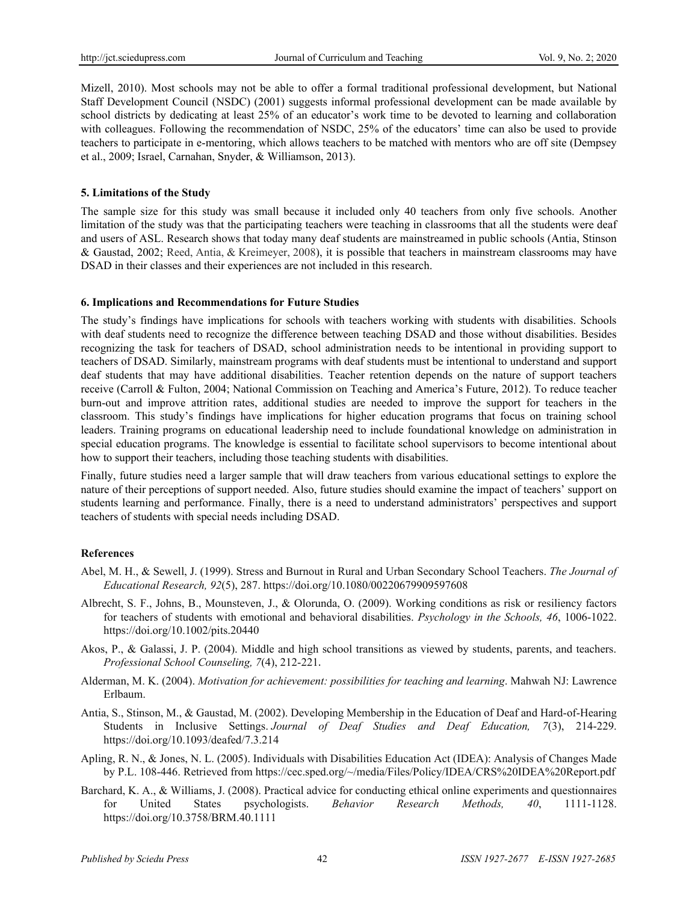Mizell, 2010). Most schools may not be able to offer a formal traditional professional development, but National Staff Development Council (NSDC) (2001) suggests informal professional development can be made available by school districts by dedicating at least 25% of an educator's work time to be devoted to learning and collaboration with colleagues. Following the recommendation of NSDC, 25% of the educators' time can also be used to provide teachers to participate in e-mentoring, which allows teachers to be matched with mentors who are off site (Dempsey et al., 2009; Israel, Carnahan, Snyder, & Williamson, 2013).

## 5. Limitations of the Study

The sample size for this study was small because it included only 40 teachers from only five schools. Another limitation of the study was that the participating teachers were teaching in classrooms that all the students were deaf and users of ASL. Research shows that today many deaf students are mainstreamed in public schools (Antia, Stinson & Gaustad, 2002; Reed, Antia, & Kreimeyer, 2008), it is possible that teachers in mainstream classrooms may have DSAD in their classes and their experiences are not included in this research.

## 6. Implications and Recommendations for Future Studies

The study's findings have implications for schools with teachers working with students with disabilities. Schools with deaf students need to recognize the difference between teaching DSAD and those without disabilities. Besides recognizing the task for teachers of DSAD, school administration needs to be intentional in providing support to teachers of DSAD. Similarly, mainstream programs with deaf students must be intentional to understand and support deaf students that may have additional disabilities. Teacher retention depends on the nature of support teachers receive (Carroll & Fulton, 2004; National Commission on Teaching and America's Future, 2012). To reduce teacher burn-out and improve attrition rates, additional studies are needed to improve the support for teachers in the classroom. This study's findings have implications for higher education programs that focus on training school leaders. Training programs on educational leadership need to include foundational knowledge on administration in special education programs. The knowledge is essential to facilitate school supervisors to become intentional about how to support their teachers, including those teaching students with disabilities.

Finally, future studies need a larger sample that will draw teachers from various educational settings to explore the nature of their perceptions of support needed. Also, future studies should examine the impact of teachers' support on students learning and performance. Finally, there is a need to understand administrators' perspectives and support teachers of students with special needs including DSAD.

## References

Abel, M. H., & Sewell, J. (1999). Stress and Burnout in Rural and Urban Secondary School Teachers. *The Journal of Educational Research, 92*(5), 287. https://doi.org/10.1080/00220679909597608

Albrecht, S. F., Johns, B., Mounsteven, J., & Olorunda, O. (2009). Working conditions as risk or resiliency factors for teachers of students with emotional and behavioral disabilities. *Psychology in the Schools, 46*, 1006-1022. https://doi.org/10.1002/pits.20440

Akos, P., & Galassi, J. P. (2004). Middle and high school transitions as viewed by students, parents, and teachers. *Professional School Counseling, 7*(4), 212-221.

Alderman, M. K. (2004). *Motivation for achievement: possibilities for teaching and learning*. Mahwah NJ: Lawrence Erlbaum.

Antia, S., Stinson, M., & Gaustad, M. (2002). Developing Membership in the Education of Deaf and Hard-of-Hearing Students in Inclusive Settings. *Journal of Deaf Studies and Deaf Education, 7*(3), 214-229. https://doi.org/10.1093/deafed/7.3.214

Apling, R. N., & Jones, N. L. (2005). Individuals with Disabilities Education Act (IDEA): Analysis of Changes Made by P.L. 108-446. Retrieved from https://cec.sped.org/~/media/Files/Policy/IDEA/CRS%20IDEA%20Report.pdf

Barchard, K. A., & Williams, J. (2008). Practical advice for conducting ethical online experiments and questionnaires for United States psychologists. *Behavior Research Methods, 40*, 1111-1128. https://doi.org/10.3758/BRM.40.1111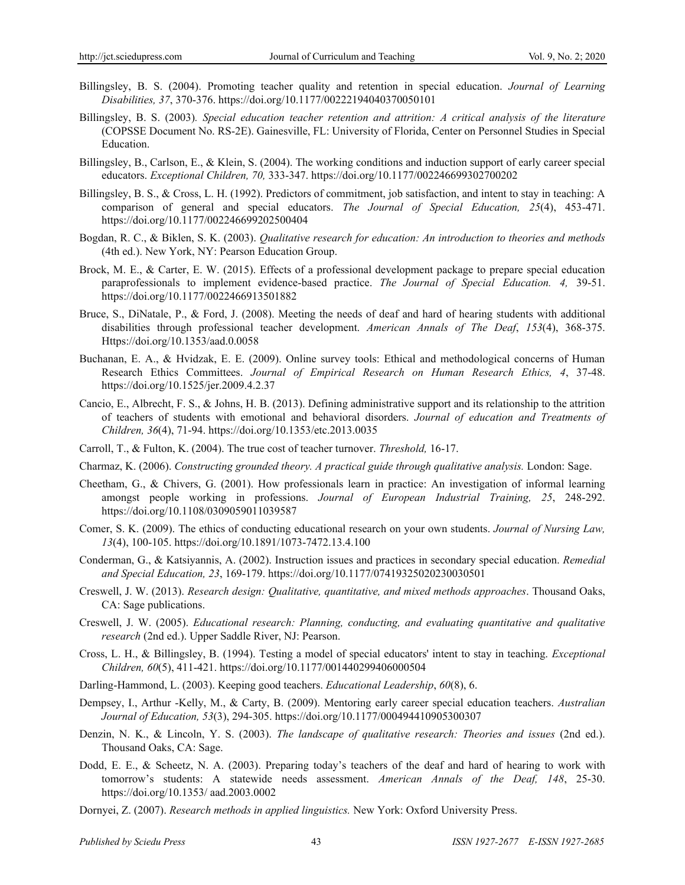Billingsley, B. S. (2004). Promoting teacher quality and retention in special education. *Journal of Learning Disabilities, 37*, 370-376. https://doi.org/10.1177/00222194040370050101

Billingsley, B. S. (2003). *Special education teacher retention and attrition: A critical analysis of the literature* (COPSSE Document No. RS-2E). Gainesville, FL: University of Florida, Center on Personnel Studies in Special Education.

Billingsley, B., Carlson, E., & Klein, S. (2004). The working conditions and induction support of early career special educators. *Exceptional Children, 70,* 333-347. https://doi.org/10.1177/002246699302700202

Billingsley, B. S., & Cross, L. H. (1992). Predictors of commitment, job satisfaction, and intent to stay in teaching: A comparison of general and special educators. *The Journal of Special Education, 25*(4), 453-471. https://doi.org/10.1177/002246699202500404

Bogdan, R. C., & Biklen, S. K. (2003). *Qualitative research for education: An introduction to theories and methods* (4th ed.). New York, NY: Pearson Education Group.

Brock, M. E., & Carter, E. W. (2015). Effects of a professional development package to prepare special education paraprofessionals to implement evidence-based practice. *The Journal of Special Education. 4,* 39-51. https://doi.org/10.1177/0022466913501882

Bruce, S., DiNatale, P., & Ford, J. (2008). Meeting the needs of deaf and hard of hearing students with additional disabilities through professional teacher development. *American Annals of The Deaf*, *153*(4), 368-375. Https://doi.org/10.1353/aad.0.0058

Buchanan, E. A., & Hvidzak, E. E. (2009). Online survey tools: Ethical and methodological concerns of Human Research Ethics Committees. *Journal of Empirical Research on Human Research Ethics, 4*, 37-48. https://doi.org/10.1525/jer.2009.4.2.37

Cancio, E., Albrecht, F. S., & Johns, H. B. (2013). Defining administrative support and its relationship to the attrition of teachers of students with emotional and behavioral disorders. *Journal of education and Treatments of Children, 36*(4), 71-94. https://doi.org/10.1353/etc.2013.0035

Carroll, T., & Fulton, K. (2004). The true cost of teacher turnover. *Threshold,* 16-17.

Charmaz, K. (2006). *Constructing grounded theory. A practical guide through qualitative analysis.* London: Sage.

Cheetham, G., & Chivers, G. (2001). How professionals learn in practice: An investigation of informal learning amongst people working in professions. *Journal of European Industrial Training, 25*, 248-292. https://doi.org/10.1108/0309059011039587

Comer, S. K. (2009). The ethics of conducting educational research on your own students. *Journal of Nursing Law, 13*(4), 100-105. https://doi.org/10.1891/1073-7472.13.4.100

Conderman, G., & Katsiyannis, A. (2002). Instruction issues and practices in secondary special education. *Remedial and Special Education, 23*, 169-179. https://doi.org/10.1177/07419325020230030501

Creswell, J. W. (2013). *Research design: Qualitative, quantitative, and mixed methods approaches*. Thousand Oaks, CA: Sage publications.

Creswell, J. W. (2005). *Educational research: Planning, conducting, and evaluating quantitative and qualitative research* (2nd ed.). Upper Saddle River, NJ: Pearson.

Cross, L. H., & Billingsley, B. (1994). Testing a model of special educators' intent to stay in teaching. *Exceptional Children, 60*(5), 411-421. https://doi.org/10.1177/001440299406000504

Darling-Hammond, L. (2003). Keeping good teachers. *Educational Leadership*, *60*(8), 6.

Dempsey, I., Arthur -Kelly, M., & Carty, B. (2009). Mentoring early career special education teachers. *Australian Journal of Education, 53*(3), 294-305. https://doi.org/10.1177/000494410905300307

Denzin, N. K., & Lincoln, Y. S. (2003). *The landscape of qualitative research: Theories and issues* (2nd ed.). Thousand Oaks, CA: Sage.

Dodd, E. E., & Scheetz, N. A. (2003). Preparing today's teachers of the deaf and hard of hearing to work with tomorrow's students: A statewide needs assessment. *American Annals of the Deaf, 148*, 25-30. https://doi.org/10.1353/ aad.2003.0002

Dornyei, Z. (2007). *Research methods in applied linguistics.* New York: Oxford University Press.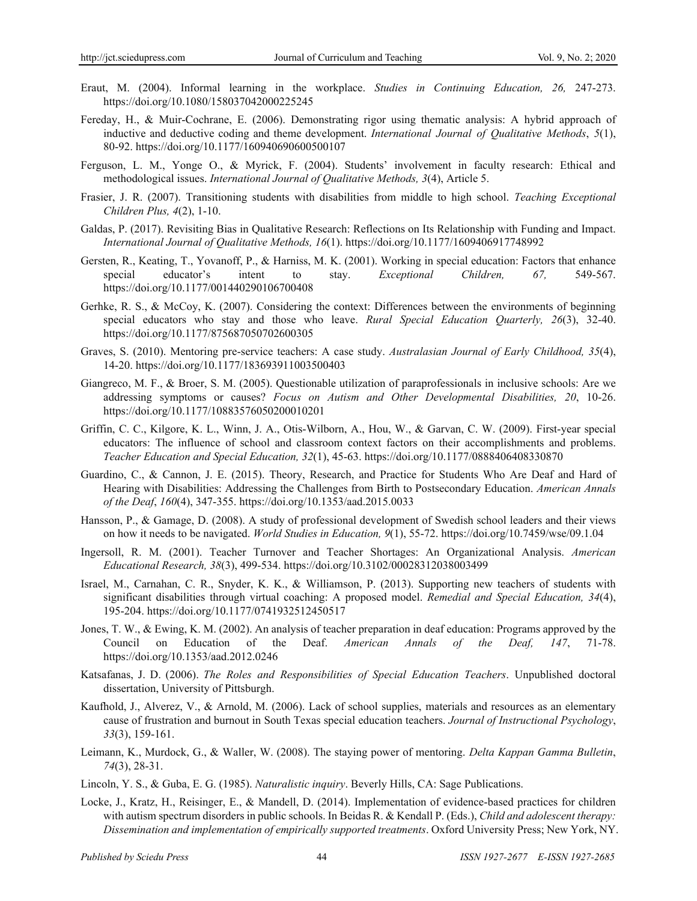Eraut, M. (2004). Informal learning in the workplace. *Studies in Continuing Education, 26,* 247-273. https://doi.org/10.1080/158037042000225245

Fereday, H., & Muir-Cochrane, E. (2006). Demonstrating rigor using thematic analysis: A hybrid approach of inductive and deductive coding and theme development. *International Journal of Qualitative Methods*, *5*(1), 80-92. https://doi.org/10.1177/160940690600500107

Ferguson, L. M., Yonge O., & Myrick, F. (2004). Students' involvement in faculty research: Ethical and methodological issues. *International Journal of Qualitative Methods, 3*(4), Article 5.

Frasier, J. R. (2007). Transitioning students with disabilities from middle to high school. *Teaching Exceptional Children Plus, 4*(2), 1-10.

Galdas, P. (2017). Revisiting Bias in Qualitative Research: Reflections on Its Relationship with Funding and Impact. *International Journal of Qualitative Methods, 16*(1). https://doi.org/10.1177/1609406917748992

Gersten, R., Keating, T., Yovanoff, P., & Harniss, M. K. (2001). Working in special education: Factors that enhance special educator's intent to stay. *Exceptional Children, 67,* 549-567. https://doi.org/10.1177/001440290106700408

Gerhke, R. S., & McCoy, K. (2007). Considering the context: Differences between the environments of beginning special educators who stay and those who leave. *Rural Special Education Quarterly, 26*(3), 32-40. https://doi.org/10.1177/875687050702600305

Graves, S. (2010). Mentoring pre-service teachers: A case study. *Australasian Journal of Early Childhood, 35*(4), 14-20. https://doi.org/10.1177/183693911003500403

Giangreco, M. F., & Broer, S. M. (2005). Questionable utilization of paraprofessionals in inclusive schools: Are we addressing symptoms or causes? *Focus on Autism and Other Developmental Disabilities, 20*, 10-26. https://doi.org/10.1177/10883576050200010201

Griffin, C. C., Kilgore, K. L., Winn, J. A., Otis-Wilborn, A., Hou, W., & Garvan, C. W. (2009). First-year special educators: The influence of school and classroom context factors on their accomplishments and problems. *Teacher Education and Special Education, 32*(1), 45-63. https://doi.org/10.1177/0888406408330870

Guardino, C., & Cannon, J. E. (2015). Theory, Research, and Practice for Students Who Are Deaf and Hard of Hearing with Disabilities: Addressing the Challenges from Birth to Postsecondary Education. *American Annals of the Deaf*, *160*(4), 347-355. https://doi.org/10.1353/aad.2015.0033

Hansson, P., & Gamage, D. (2008). A study of professional development of Swedish school leaders and their views on how it needs to be navigated. *World Studies in Education, 9*(1), 55-72. https://doi.org/10.7459/wse/09.1.04

Ingersoll, R. M. (2001). Teacher Turnover and Teacher Shortages: An Organizational Analysis. *American Educational Research, 38*(3), 499-534. https://doi.org/10.3102/00028312038003499

Israel, M., Carnahan, C. R., Snyder, K. K., & Williamson, P. (2013). Supporting new teachers of students with significant disabilities through virtual coaching: A proposed model. *Remedial and Special Education, 34*(4), 195-204. https://doi.org/10.1177/0741932512450517

Jones, T. W., & Ewing, K. M. (2002). An analysis of teacher preparation in deaf education: Programs approved by the Council on Education of the Deaf. *American Annals of the Deaf, 147*, 71-78. https://doi.org/10.1353/aad.2012.0246

Katsafanas, J. D. (2006). *The Roles and Responsibilities of Special Education Teachers*. Unpublished doctoral dissertation, University of Pittsburgh.

Kaufhold, J., Alverez, V., & Arnold, M. (2006). Lack of school supplies, materials and resources as an elementary cause of frustration and burnout in South Texas special education teachers. *Journal of Instructional Psychology*, *33*(3), 159-161.

Leimann, K., Murdock, G., & Waller, W. (2008). The staying power of mentoring. *Delta Kappan Gamma Bulletin*, *74*(3), 28-31.

Lincoln, Y. S., & Guba, E. G. (1985). *Naturalistic inquiry*. Beverly Hills, CA: Sage Publications.

Locke, J., Kratz, H., Reisinger, E., & Mandell, D. (2014). Implementation of evidence-based practices for children with autism spectrum disorders in public schools. In Beidas R. & Kendall P. (Eds.), *Child and adolescent therapy: Dissemination and implementation of empirically supported treatments*. Oxford University Press; New York, NY.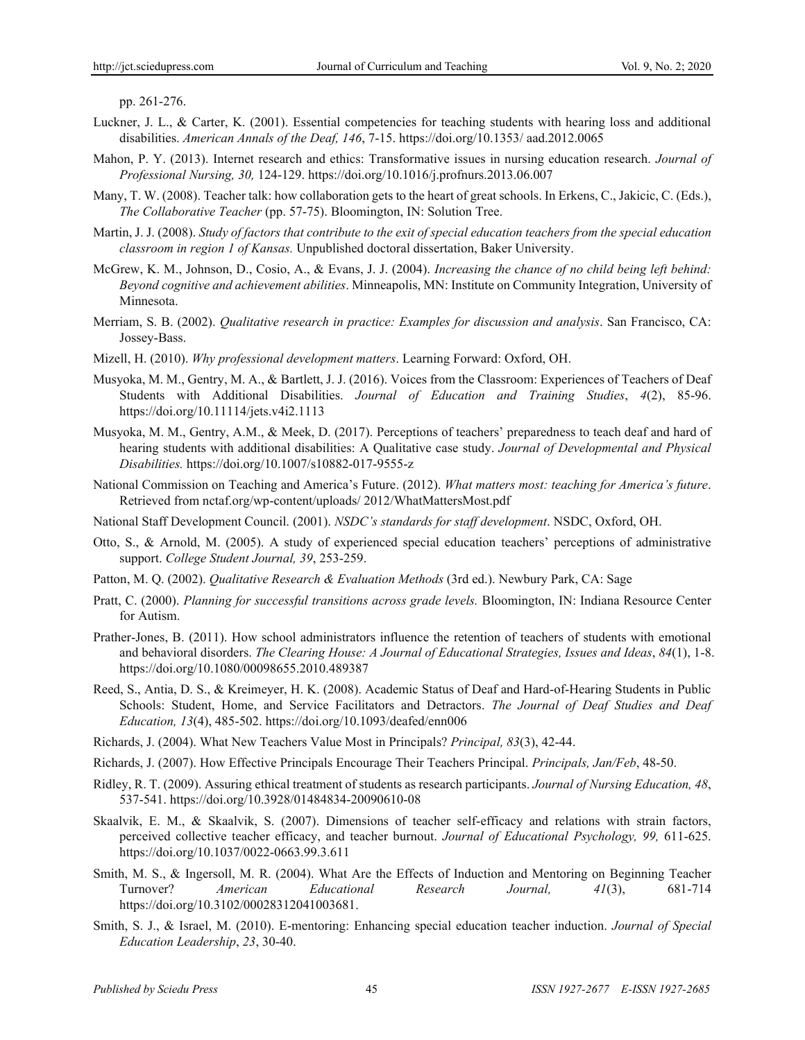pp. 261-276.

Luckner, J. L., & Carter, K. (2001). Essential competencies for teaching students with hearing loss and additional disabilities. *American Annals of the Deaf, 146*, 7-15. https://doi.org/10.1353/ aad.2012.0065

Mahon, P. Y. (2013). Internet research and ethics: Transformative issues in nursing education research. *Journal of Professional Nursing, 30,* 124-129. https://doi.org/10.1016/j.profnurs.2013.06.007

Many, T. W. (2008). Teacher talk: how collaboration gets to the heart of great schools. In Erkens, C., Jakicic, C. (Eds.), *The Collaborative Teacher* (pp. 57-75). Bloomington, IN: Solution Tree.

Martin, J. J. (2008). *Study of factors that contribute to the exit of special education teachers from the special education classroom in region 1 of Kansas.* Unpublished doctoral dissertation, Baker University.

McGrew, K. M., Johnson, D., Cosio, A., & Evans, J. J. (2004). *Increasing the chance of no child being left behind: Beyond cognitive and achievement abilities*. Minneapolis, MN: Institute on Community Integration, University of Minnesota.

Merriam, S. B. (2002). *Qualitative research in practice: Examples for discussion and analysis*. San Francisco, CA: Jossey-Bass.

Mizell, H. (2010). *Why professional development matters*. Learning Forward: Oxford, OH.

Musyoka, M. M., Gentry, M. A., & Bartlett, J. J. (2016). Voices from the Classroom: Experiences of Teachers of Deaf Students with Additional Disabilities. *Journal of Education and Training Studies*, *4*(2), 85-96. https://doi.org/10.11114/jets.v4i2.1113

Musyoka, M. M., Gentry, A.M., & Meek, D. (2017). Perceptions of teachers' preparedness to teach deaf and hard of hearing students with additional disabilities: A Qualitative case study. *Journal of Developmental and Physical Disabilities.* https://doi.org/10.1007/s10882-017-9555-z

National Commission on Teaching and America's Future. (2012). *What matters most: teaching for America's future*. Retrieved from nctaf.org/wp-content/uploads/ 2012/WhatMattersMost.pdf

National Staff Development Council. (2001). *NSDC's standards for staff development*. NSDC, Oxford, OH.

Otto, S., & Arnold, M. (2005). A study of experienced special education teachers' perceptions of administrative support. *College Student Journal, 39*, 253-259.

Patton, M. Q. (2002). *Qualitative Research & Evaluation Methods* (3rd ed.). Newbury Park, CA: Sage

Pratt, C. (2000). *Planning for successful transitions across grade levels.* Bloomington, IN: Indiana Resource Center for Autism.

Prather-Jones, B. (2011). How school administrators influence the retention of teachers of students with emotional and behavioral disorders. *The Clearing House: A Journal of Educational Strategies, Issues and Ideas*, *84*(1), 1-8. https://doi.org/10.1080/00098655.2010.489387

Reed, S., Antia, D. S., & Kreimeyer, H. K. (2008). Academic Status of Deaf and Hard-of-Hearing Students in Public Schools: Student, Home, and Service Facilitators and Detractors. *The Journal of Deaf Studies and Deaf Education, 13*(4), 485-502. https://doi.org/10.1093/deafed/enn006

Richards, J. (2004). What New Teachers Value Most in Principals? *Principal, 83*(3), 42-44.

Richards, J. (2007). How Effective Principals Encourage Their Teachers Principal. *Principals, Jan/Feb*, 48-50.

Ridley, R. T. (2009). Assuring ethical treatment of students as research participants. *Journal of Nursing Education, 48*, 537-541. https://doi.org/10.3928/01484834-20090610-08

Skaalvik, E. M., & Skaalvik, S. (2007). Dimensions of teacher self-efficacy and relations with strain factors, perceived collective teacher efficacy, and teacher burnout. *Journal of Educational Psychology, 99,* 611-625. https://doi.org/10.1037/0022-0663.99.3.611

Smith, M. S., & Ingersoll, M. R. (2004). What Are the Effects of Induction and Mentoring on Beginning Teacher Turnover? *American Educational Research Journal, 41*(3), 681-714 https://doi.org/10.3102/00028312041003681.

Smith, S. J., & Israel, M. (2010). E-mentoring: Enhancing special education teacher induction. *Journal of Special Education Leadership*, *23*, 30-40.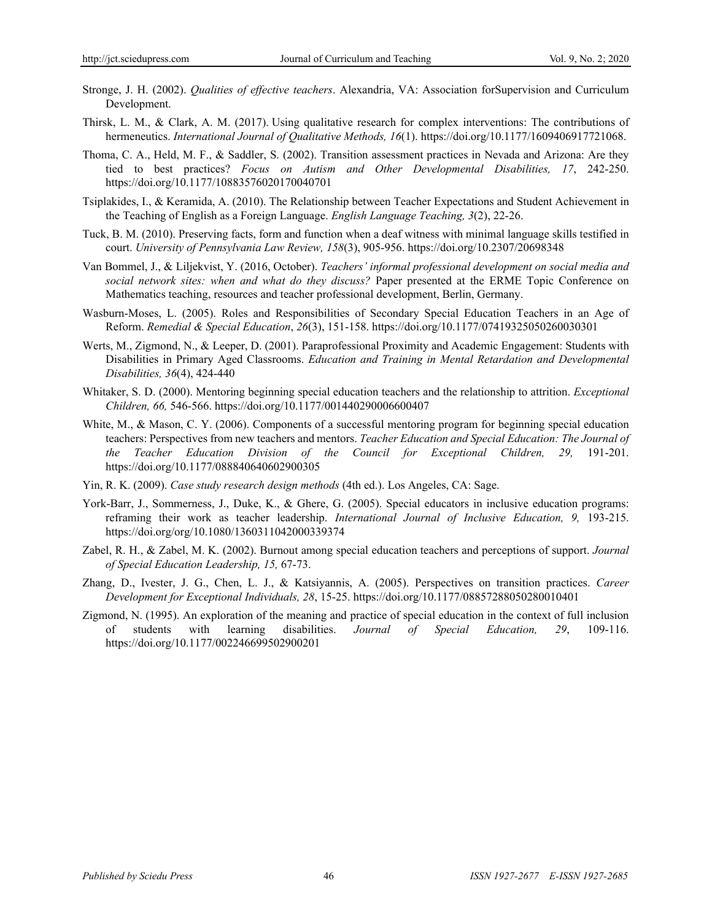Stronge, J. H. (2002). *Qualities of effective teachers*. Alexandria, VA: Association forSupervision and Curriculum Development.

Thirsk, L. M., & Clark, A. M. (2017). Using qualitative research for complex interventions: The contributions of hermeneutics. *International Journal of Qualitative Methods, 16*(1). https://doi.org/10.1177/1609406917721068.

Thoma, C. A., Held, M. F., & Saddler, S. (2002). Transition assessment practices in Nevada and Arizona: Are they tied to best practices? *Focus on Autism and Other Developmental Disabilities, 17*, 242-250. https://doi.org/10.1177/10883576020170040701

Tsiplakides, I., & Keramida, A. (2010). The Relationship between Teacher Expectations and Student Achievement in the Teaching of English as a Foreign Language. *English Language Teaching, 3*(2), 22-26.

Tuck, B. M. (2010). Preserving facts, form and function when a deaf witness with minimal language skills testified in court. *University of Pennsylvania Law Review, 158*(3), 905-956. https://doi.org/10.2307/20698348

Van Bommel, J., & Liljekvist, Y. (2016, October). *Teachers' informal professional development on social media and social network sites: when and what do they discuss?* Paper presented at the ERME Topic Conference on Mathematics teaching, resources and teacher professional development, Berlin, Germany.

Wasburn-Moses, L. (2005). Roles and Responsibilities of Secondary Special Education Teachers in an Age of Reform. *Remedial & Special Education*, *26*(3), 151-158. https://doi.org/10.1177/07419325050260030301

Werts, M., Zigmond, N., & Leeper, D. (2001). Paraprofessional Proximity and Academic Engagement: Students with Disabilities in Primary Aged Classrooms. *Education and Training in Mental Retardation and Developmental Disabilities, 36*(4), 424-440

Whitaker, S. D. (2000). Mentoring beginning special education teachers and the relationship to attrition. *Exceptional Children, 66,* 546-566. https://doi.org/10.1177/001440290006600407

White, M., & Mason, C. Y. (2006). Components of a successful mentoring program for beginning special education teachers: Perspectives from new teachers and mentors. *Teacher Education and Special Education: The Journal of the Teacher Education Division of the Council for Exceptional Children, 29,* 191-201. https://doi.org/10.1177/088840640602900305

Yin, R. K. (2009). *Case study research design methods* (4th ed.). Los Angeles, CA: Sage.

York-Barr, J., Sommerness, J., Duke, K., & Ghere, G. (2005). Special educators in inclusive education programs: reframing their work as teacher leadership. *International Journal of Inclusive Education, 9,* 193-215. https://doi.org/org/10.1080/1360311042000339374

Zabel, R. H., & Zabel, M. K. (2002). Burnout among special education teachers and perceptions of support. *Journal of Special Education Leadership, 15,* 67-73.

Zhang, D., Ivester, J. G., Chen, L. J., & Katsiyannis, A. (2005). Perspectives on transition practices. *Career Development for Exceptional Individuals, 28*, 15-25. https://doi.org/10.1177/08857288050280010401

Zigmond, N. (1995). An exploration of the meaning and practice of special education in the context of full inclusion of students with learning disabilities. *Journal of Special Education, 29*, 109-116. https://doi.org/10.1177/002246699502900201